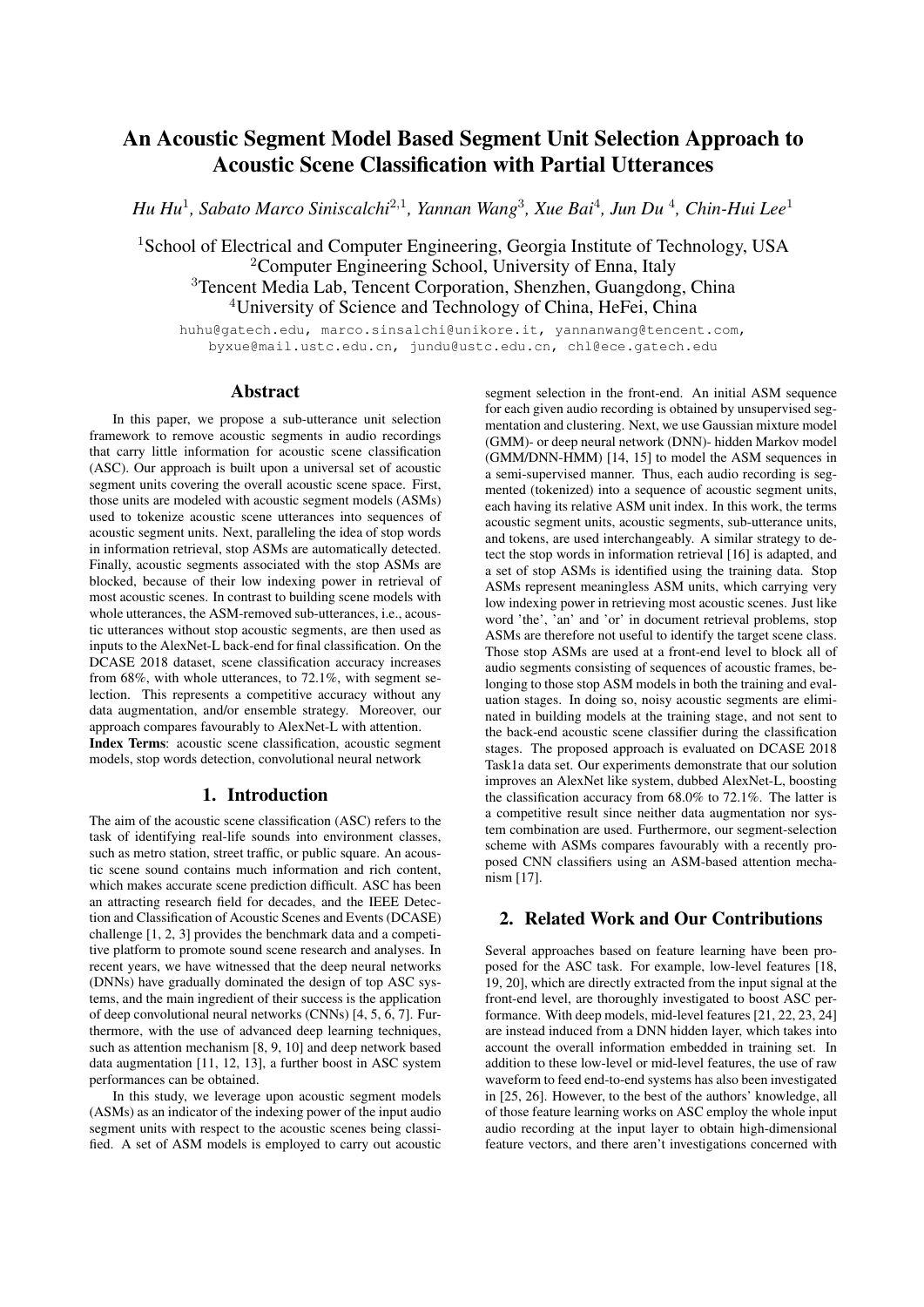# An Acoustic Segment Model Based Segment Unit Selection Approach to Acoustic Scene Classification with Partial Utterances

*Hu Hu*[1], *Sabato Marco Siniscalchi*[2,1], *Yannan Wang*[3], *Xue Bai*[4], *Jun Du* [4], *Chin-Hui Lee*[1]

[1]School of Electrical and Computer Engineering, Georgia Institute of Technology, USA
[2]Computer Engineering School, University of Enna, Italy
[3]Tencent Media Lab, Tencent Corporation, Shenzhen, Guangdong, China
[4]University of Science and Technology of China, HeFei, China

huhu@gatech.edu, marco.sinsalchi@unikore.it, yannanwang@tencent.com, byxue@mail.ustc.edu.cn, jundu@ustc.edu.cn, chl@ece.gatech.edu

## Abstract

In this paper, we propose a sub-utterance unit selection framework to remove acoustic segments in audio recordings that carry little information for acoustic scene classification (ASC). Our approach is built upon a universal set of acoustic segment units covering the overall acoustic scene space. First, those units are modeled with acoustic segment models (ASMs) used to tokenize acoustic scene utterances into sequences of acoustic segment units. Next, paralleling the idea of stop words in information retrieval, stop ASMs are automatically detected. Finally, acoustic segments associated with the stop ASMs are blocked, because of their low indexing power in retrieval of most acoustic scenes. In contrast to building scene models with whole utterances, the ASM-removed sub-utterances, i.e., acoustic utterances without stop acoustic segments, are then used as inputs to the AlexNet-L back-end for final classification. On the DCASE 2018 dataset, scene classification accuracy increases from 68%, with whole utterances, to 72.1%, with segment selection. This represents a competitive accuracy without any data augmentation, and/or ensemble strategy. Moreover, our approach compares favourably to AlexNet-L with attention.

**Index Terms**: acoustic scene classification, acoustic segment models, stop words detection, convolutional neural network

## 1. Introduction

The aim of the acoustic scene classification (ASC) refers to the task of identifying real-life sounds into environment classes, such as metro station, street traffic, or public square. An acoustic scene sound contains much information and rich content, which makes accurate scene prediction difficult. ASC has been an attracting research field for decades, and the IEEE Detection and Classification of Acoustic Scenes and Events (DCASE) challenge [1, 2, 3] provides the benchmark data and a competitive platform to promote sound scene research and analyses. In recent years, we have witnessed that the deep neural networks (DNNs) have gradually dominated the design of top ASC systems, and the main ingredient of their success is the application of deep convolutional neural networks (CNNs) [4, 5, 6, 7]. Furthermore, with the use of advanced deep learning techniques, such as attention mechanism [8, 9, 10] and deep network based data augmentation [11, 12, 13], a further boost in ASC system performances can be obtained.

In this study, we leverage upon acoustic segment models (ASMs) as an indicator of the indexing power of the input audio segment units with respect to the acoustic scenes being classified. A set of ASM models is employed to carry out acoustic segment selection in the front-end. An initial ASM sequence for each given audio recording is obtained by unsupervised segmentation and clustering. Next, we use Gaussian mixture model (GMM)- or deep neural network (DNN)- hidden Markov model (GMM/DNN-HMM) [14, 15] to model the ASM sequences in a semi-supervised manner. Thus, each audio recording is segmented (tokenized) into a sequence of acoustic segment units, each having its relative ASM unit index. In this work, the terms acoustic segment units, acoustic segments, sub-utterance units, and tokens, are used interchangeably. A similar strategy to detect the stop words in information retrieval [16] is adapted, and a set of stop ASMs is identified using the training data. Stop ASMs represent meaningless ASM units, which carrying very low indexing power in retrieving most acoustic scenes. Just like word 'the', 'an' and 'or' in document retrieval problems, stop ASMs are therefore not useful to identify the target scene class. Those stop ASMs are used at a front-end level to block all of audio segments consisting of sequences of acoustic frames, belonging to those stop ASM models in both the training and evaluation stages. In doing so, noisy acoustic segments are eliminated in building models at the training stage, and not sent to the back-end acoustic scene classifier during the classification stages. The proposed approach is evaluated on DCASE 2018 Task1a data set. Our experiments demonstrate that our solution improves an AlexNet like system, dubbed AlexNet-L, boosting the classification accuracy from 68.0% to 72.1%. The latter is a competitive result since neither data augmentation nor system combination are used. Furthermore, our segment-selection scheme with ASMs compares favourably with a recently proposed CNN classifiers using an ASM-based attention mechanism [17].

## 2. Related Work and Our Contributions

Several approaches based on feature learning have been proposed for the ASC task. For example, low-level features [18, 19, 20], which are directly extracted from the input signal at the front-end level, are thoroughly investigated to boost ASC performance. With deep models, mid-level features [21, 22, 23, 24] are instead induced from a DNN hidden layer, which takes into account the overall information embedded in training set. In addition to these low-level or mid-level features, the use of raw waveform to feed end-to-end systems has also been investigated in [25, 26]. However, to the best of the authors' knowledge, all of those feature learning works on ASC employ the whole input audio recording at the input layer to obtain high-dimensional feature vectors, and there aren't investigations concerned with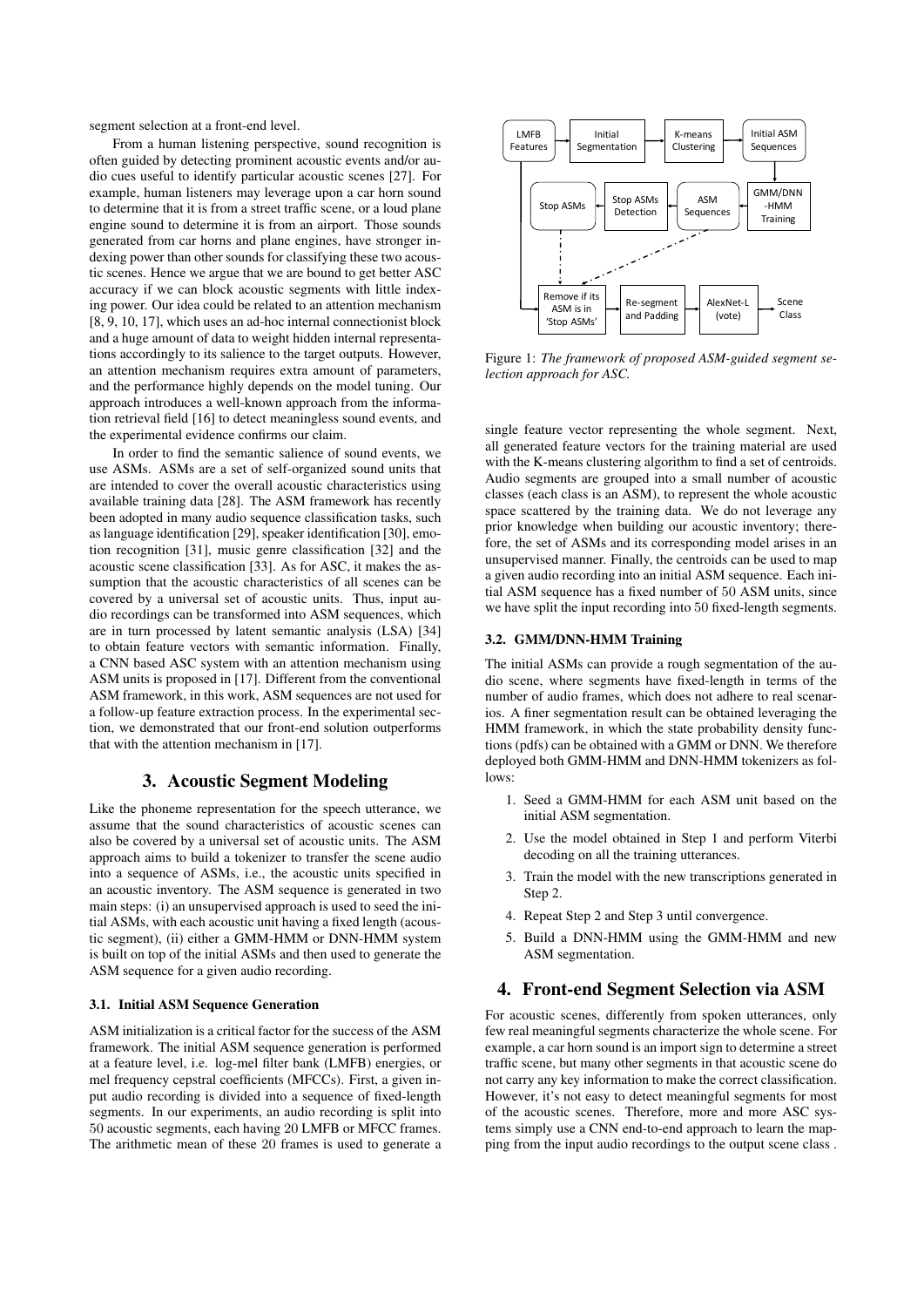segment selection at a front-end level.

From a human listening perspective, sound recognition is often guided by detecting prominent acoustic events and/or audio cues useful to identify particular acoustic scenes [27]. For example, human listeners may leverage upon a car horn sound to determine that it is from a street traffic scene, or a loud plane engine sound to determine it is from an airport. Those sounds generated from car horns and plane engines, have stronger indexing power than other sounds for classifying these two acoustic scenes. Hence we argue that we are bound to get better ASC accuracy if we can block acoustic segments with little indexing power. Our idea could be related to an attention mechanism [8, 9, 10, 17], which uses an ad-hoc internal connectionist block and a huge amount of data to weight hidden internal representations accordingly to its salience to the target outputs. However, an attention mechanism requires extra amount of parameters, and the performance highly depends on the model tuning. Our approach introduces a well-known approach from the information retrieval field [16] to detect meaningless sound events, and the experimental evidence confirms our claim.

In order to find the semantic salience of sound events, we use ASMs. ASMs are a set of self-organized sound units that are intended to cover the overall acoustic characteristics using available training data [28]. The ASM framework has recently been adopted in many audio sequence classification tasks, such as language identification [29], speaker identification [30], emotion recognition [31], music genre classification [32] and the acoustic scene classification [33]. As for ASC, it makes the assumption that the acoustic characteristics of all scenes can be covered by a universal set of acoustic units. Thus, input audio recordings can be transformed into ASM sequences, which are in turn processed by latent semantic analysis (LSA) [34] to obtain feature vectors with semantic information. Finally, a CNN based ASC system with an attention mechanism using ASM units is proposed in [17]. Different from the conventional ASM framework, in this work, ASM sequences are not used for a follow-up feature extraction process. In the experimental section, we demonstrated that our front-end solution outperforms that with the attention mechanism in [17].

## 3. Acoustic Segment Modeling

Like the phoneme representation for the speech utterance, we assume that the sound characteristics of acoustic scenes can also be covered by a universal set of acoustic units. The ASM approach aims to build a tokenizer to transfer the scene audio into a sequence of ASMs, i.e., the acoustic units specified in an acoustic inventory. The ASM sequence is generated in two main steps: (i) an unsupervised approach is used to seed the initial ASMs, with each acoustic unit having a fixed length (acoustic segment), (ii) either a GMM-HMM or DNN-HMM system is built on top of the initial ASMs and then used to generate the ASM sequence for a given audio recording.

### 3.1. Initial ASM Sequence Generation

ASM initialization is a critical factor for the success of the ASM framework. The initial ASM sequence generation is performed at a feature level, i.e. log-mel filter bank (LMFB) energies, or mel frequency cepstral coefficients (MFCCs). First, a given input audio recording is divided into a sequence of fixed-length segments. In our experiments, an audio recording is split into 50 acoustic segments, each having 20 LMFB or MFCC frames. The arithmetic mean of these 20 frames is used to generate a single feature vector representing the whole segment. Next, all generated feature vectors for the training material are used with the K-means clustering algorithm to find a set of centroids. Audio segments are grouped into a small number of acoustic classes (each class is an ASM), to represent the whole acoustic space scattered by the training data. We do not leverage any prior knowledge when building our acoustic inventory; therefore, the set of ASMs and its corresponding model arises in an unsupervised manner. Finally, the centroids can be used to map a given audio recording into an initial ASM sequence. Each initial ASM sequence has a fixed number of 50 ASM units, since we have split the input recording into 50 fixed-length segments.

Figure 1: *The framework of proposed ASM-guided segment selection approach for ASC.*

### 3.2. GMM/DNN-HMM Training

The initial ASMs can provide a rough segmentation of the audio scene, where segments have fixed-length in terms of the number of audio frames, which does not adhere to real scenarios. A finer segmentation result can be obtained leveraging the HMM framework, in which the state probability density functions (pdfs) can be obtained with a GMM or DNN. We therefore deployed both GMM-HMM and DNN-HMM tokenizers as follows:

1. Seed a GMM-HMM for each ASM unit based on the initial ASM segmentation.
2. Use the model obtained in Step 1 and perform Viterbi decoding on all the training utterances.
3. Train the model with the new transcriptions generated in Step 2.
4. Repeat Step 2 and Step 3 until convergence.
5. Build a DNN-HMM using the GMM-HMM and new ASM segmentation.

## 4. Front-end Segment Selection via ASM

For acoustic scenes, differently from spoken utterances, only few real meaningful segments characterize the whole scene. For example, a car horn sound is an import sign to determine a street traffic scene, but many other segments in that acoustic scene do not carry any key information to make the correct classification. However, it's not easy to detect meaningful segments for most of the acoustic scenes. Therefore, more and more ASC systems simply use a CNN end-to-end approach to learn the mapping from the input audio recordings to the output scene class .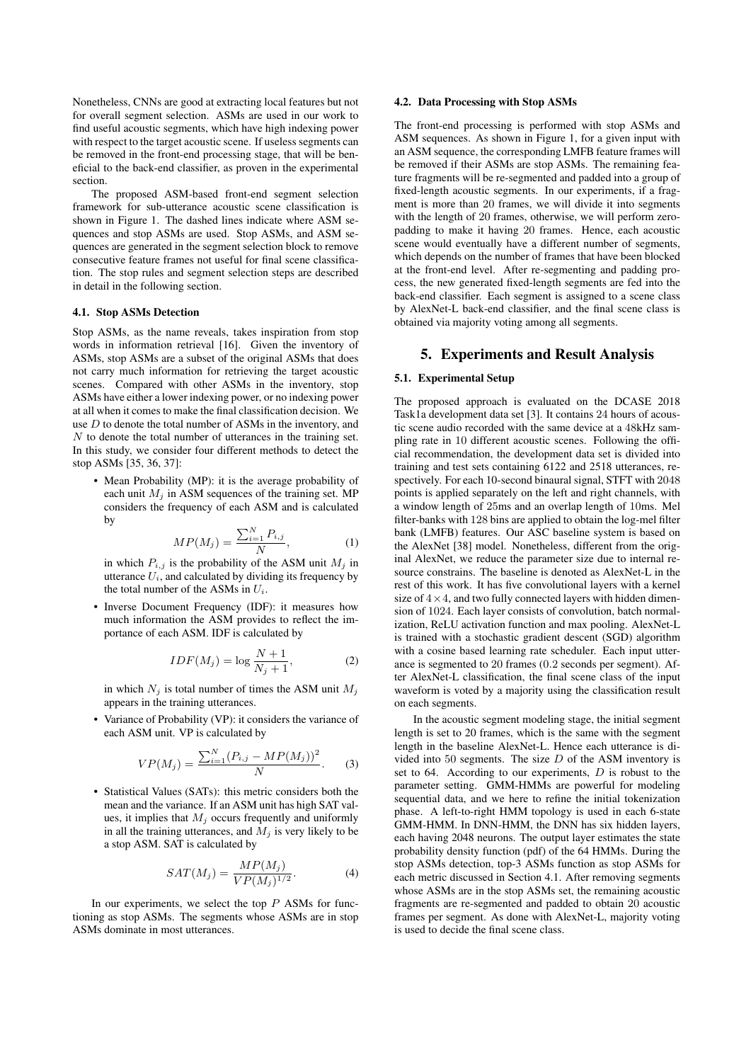Nonetheless, CNNs are good at extracting local features but not for overall segment selection. ASMs are used in our work to find useful acoustic segments, which have high indexing power with respect to the target acoustic scene. If useless segments can be removed in the front-end processing stage, that will be beneficial to the back-end classifier, as proven in the experimental section.

The proposed ASM-based front-end segment selection framework for sub-utterance acoustic scene classification is shown in Figure 1. The dashed lines indicate where ASM sequences and stop ASMs are used. Stop ASMs, and ASM sequences are generated in the segment selection block to remove consecutive feature frames not useful for final scene classification. The stop rules and segment selection steps are described in detail in the following section.

### 4.1. Stop ASMs Detection

Stop ASMs, as the name reveals, takes inspiration from stop words in information retrieval [16]. Given the inventory of ASMs, stop ASMs are a subset of the original ASMs that does not carry much information for retrieving the target acoustic scenes. Compared with other ASMs in the inventory, stop ASMs have either a lower indexing power, or no indexing power at all when it comes to make the final classification decision. We use $D$ to denote the total number of ASMs in the inventory, and $N$ to denote the total number of utterances in the training set. In this study, we consider four different methods to detect the stop ASMs [35, 36, 37]:

- Mean Probability (MP): it is the average probability of each unit $M_j$ in ASM sequences of the training set. MP considers the frequency of each ASM and is calculated by

$$MP(M_j) = \frac{\sum_{i=1}^{N} P_{i,j}}{N}, \tag{1}$$

  in which $P_{i,j}$ is the probability of the ASM unit $M_j$ in utterance $U_i$, and calculated by dividing its frequency by the total number of the ASMs in $U_i$.

- Inverse Document Frequency (IDF): it measures how much information the ASM provides to reflect the importance of each ASM. IDF is calculated by

$$IDF(M_j) = \log \frac{N+1}{N_j+1}, \tag{2}$$

  in which $N_j$ is total number of times the ASM unit $M_j$ appears in the training utterances.

- Variance of Probability (VP): it considers the variance of each ASM unit. VP is calculated by

$$VP(M_j) = \frac{\sum_{i=1}^{N} (P_{i,j} - MP(M_j))^2}{N}. \tag{3}$$

- Statistical Values (SATs): this metric considers both the mean and the variance. If an ASM unit has high SAT values, it implies that $M_j$ occurs frequently and uniformly in all the training utterances, and $M_j$ is very likely to be a stop ASM. SAT is calculated by

$$SAT(M_j) = \frac{MP(M_j)}{VP(M_j)^{1/2}}. \tag{4}$$

In our experiments, we select the top $P$ ASMs for functioning as stop ASMs. The segments whose ASMs are in stop ASMs dominate in most utterances.

### 4.2. Data Processing with Stop ASMs

The front-end processing is performed with stop ASMs and ASM sequences. As shown in Figure 1, for a given input with an ASM sequence, the corresponding LMFB feature frames will be removed if their ASMs are stop ASMs. The remaining feature fragments will be re-segmented and padded into a group of fixed-length acoustic segments. In our experiments, if a fragment is more than 20 frames, we will divide it into segments with the length of 20 frames, otherwise, we will perform zero-padding to make it having 20 frames. Hence, each acoustic scene would eventually have a different number of segments, which depends on the number of frames that have been blocked at the front-end level. After re-segmenting and padding process, the new generated fixed-length segments are fed into the back-end classifier. Each segment is assigned to a scene class by AlexNet-L back-end classifier, and the final scene class is obtained via majority voting among all segments.

## 5. Experiments and Result Analysis

### 5.1. Experimental Setup

The proposed approach is evaluated on the DCASE 2018 Task1a development data set [3]. It contains 24 hours of acoustic scene audio recorded with the same device at a 48kHz sampling rate in 10 different acoustic scenes. Following the official recommendation, the development data set is divided into training and test sets containing 6122 and 2518 utterances, respectively. For each 10-second binaural signal, STFT with 2048 points is applied separately on the left and right channels, with a window length of 25ms and an overlap length of 10ms. Mel filter-banks with 128 bins are applied to obtain the log-mel filter bank (LMFB) features. Our ASC baseline system is based on the AlexNet [38] model. Nonetheless, different from the original AlexNet, we reduce the parameter size due to internal resource constrains. The baseline is denoted as AlexNet-L in the rest of this work. It has five convolutional layers with a kernel size of $4 \times 4$, and two fully connected layers with hidden dimension of 1024. Each layer consists of convolution, batch normalization, ReLU activation function and max pooling. AlexNet-L is trained with a stochastic gradient descent (SGD) algorithm with a cosine based learning rate scheduler. Each input utterance is segmented to 20 frames (0.2 seconds per segment). After AlexNet-L classification, the final scene class of the input waveform is voted by a majority using the classification result on each segments.

In the acoustic segment modeling stage, the initial segment length is set to 20 frames, which is the same with the segment length in the baseline AlexNet-L. Hence each utterance is divided into 50 segments. The size $D$ of the ASM inventory is set to 64. According to our experiments, $D$ is robust to the parameter setting. GMM-HMMs are powerful for modeling sequential data, and we here to refine the initial tokenization phase. A left-to-right HMM topology is used in each 6-state GMM-HMM. In DNN-HMM, the DNN has six hidden layers, each having 2048 neurons. The output layer estimates the state probability density function (pdf) of the 64 HMMs. During the stop ASMs detection, top-3 ASMs function as stop ASMs for each metric discussed in Section 4.1. After removing segments whose ASMs are in the stop ASMs set, the remaining acoustic fragments are re-segmented and padded to obtain 20 acoustic frames per segment. As done with AlexNet-L, majority voting is used to decide the final scene class.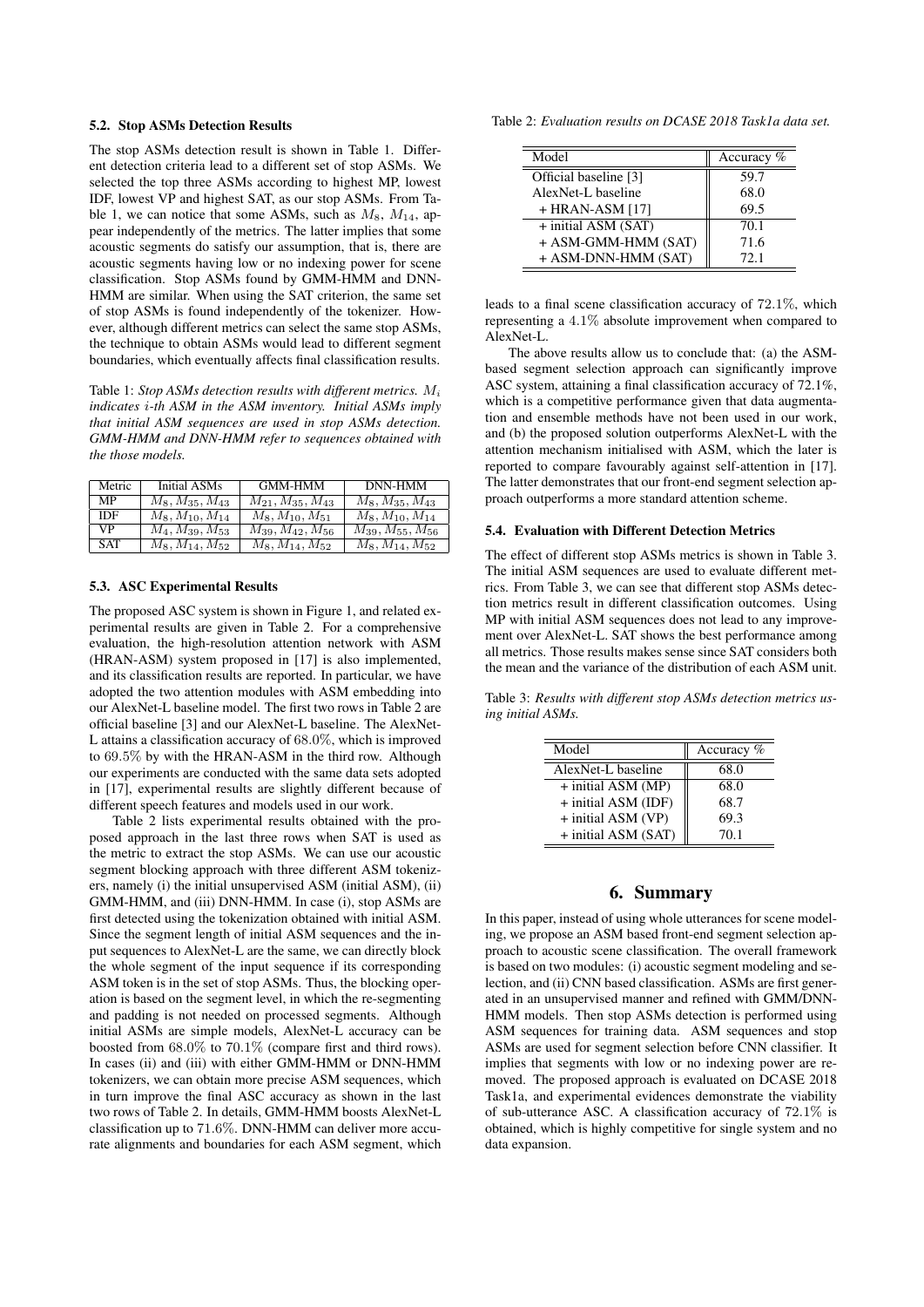### 5.2. Stop ASMs Detection Results

The stop ASMs detection result is shown in Table 1. Different detection criteria lead to a different set of stop ASMs. We selected the top three ASMs according to highest MP, lowest IDF, lowest VP and highest SAT, as our stop ASMs. From Table 1, we can notice that some ASMs, such as $M_8$, $M_{14}$, appear independently of the metrics. The latter implies that some acoustic segments do satisfy our assumption, that is, there are acoustic segments having low or no indexing power for scene classification. Stop ASMs found by GMM-HMM and DNN-HMM are similar. When using the SAT criterion, the same set of stop ASMs is found independently of the tokenizer. However, although different metrics can select the same stop ASMs, the technique to obtain ASMs would lead to different segment boundaries, which eventually affects final classification results.

Table 1: *Stop ASMs detection results with different metrics. $M_i$ indicates $i$-th ASM in the ASM inventory. Initial ASMs imply that initial ASM sequences are used in stop ASMs detection. GMM-HMM and DNN-HMM refer to sequences obtained with the those models.*

| Metric | Initial ASMs | GMM-HMM | DNN-HMM |
|---|---|---|---|
| MP | $M_8, M_{35}, M_{43}$ | $M_{21}, M_{35}, M_{43}$ | $M_8, M_{35}, M_{43}$ |
| IDF | $M_8, M_{10}, M_{14}$ | $M_8, M_{10}, M_{51}$ | $M_8, M_{10}, M_{14}$ |
| VP | $M_4, M_{39}, M_{53}$ | $M_{39}, M_{42}, M_{56}$ | $M_{39}, M_{55}, M_{56}$ |
| SAT | $M_8, M_{14}, M_{52}$ | $M_8, M_{14}, M_{52}$ | $M_8, M_{14}, M_{52}$ |

### 5.3. ASC Experimental Results

The proposed ASC system is shown in Figure 1, and related experimental results are given in Table 2. For a comprehensive evaluation, the high-resolution attention network with ASM (HRAN-ASM) system proposed in [17] is also implemented, and its classification results are reported. In particular, we have adopted the two attention modules with ASM embedding into our AlexNet-L baseline model. The first two rows in Table 2 are official baseline [3] and our AlexNet-L baseline. The AlexNet-L attains a classification accuracy of 68.0%, which is improved to 69.5% by with the HRAN-ASM in the third row. Although our experiments are conducted with the same data sets adopted in [17], experimental results are slightly different because of different speech features and models used in our work.

Table 2 lists experimental results obtained with the proposed approach in the last three rows when SAT is used as the metric to extract the stop ASMs. We can use our acoustic segment blocking approach with three different ASM tokenizers, namely (i) the initial unsupervised ASM (initial ASM), (ii) GMM-HMM, and (iii) DNN-HMM. In case (i), stop ASMs are first detected using the tokenization obtained with initial ASM. Since the segment length of initial ASM sequences and the input sequences to AlexNet-L are the same, we can directly block the whole segment of the input sequence if its corresponding ASM token is in the set of stop ASMs. Thus, the blocking operation is based on the segment level, in which the re-segmenting and padding is not needed on processed segments. Although initial ASMs are simple models, AlexNet-L accuracy can be boosted from 68.0% to 70.1% (compare first and third rows). In cases (ii) and (iii) with either GMM-HMM or DNN-HMM tokenizers, we can obtain more precise ASM sequences, which in turn improve the final ASC accuracy as shown in the last two rows of Table 2. In details, GMM-HMM boosts AlexNet-L classification up to 71.6%. DNN-HMM can deliver more accurate alignments and boundaries for each ASM segment, which leads to a final scene classification accuracy of 72.1%, which representing a 4.1% absolute improvement when compared to AlexNet-L.

Table 2: *Evaluation results on DCASE 2018 Task1a data set.*

| Model | Accuracy % |
|---|---|
| Official baseline [3] | 59.7 |
| AlexNet-L baseline | 68.0 |
| + HRAN-ASM [17] | 69.5 |
| + initial ASM (SAT) | 70.1 |
| + ASM-GMM-HMM (SAT) | 71.6 |
| + ASM-DNN-HMM (SAT) | 72.1 |

The above results allow us to conclude that: (a) the ASM-based segment selection approach can significantly improve ASC system, attaining a final classification accuracy of 72.1%, which is a competitive performance given that data augmentation and ensemble methods have not been used in our work, and (b) the proposed solution outperforms AlexNet-L with the attention mechanism initialised with ASM, which the later is reported to compare favourably against self-attention in [17]. The latter demonstrates that our front-end segment selection approach outperforms a more standard attention scheme.

### 5.4. Evaluation with Different Detection Metrics

The effect of different stop ASMs metrics is shown in Table 3. The initial ASM sequences are used to evaluate different metrics. From Table 3, we can see that different stop ASMs detection metrics result in different classification outcomes. Using MP with initial ASM sequences does not lead to any improvement over AlexNet-L. SAT shows the best performance among all metrics. Those results makes sense since SAT considers both the mean and the variance of the distribution of each ASM unit.

Table 3: *Results with different stop ASMs detection metrics using initial ASMs.*

| Model | Accuracy % |
|---|---|
| AlexNet-L baseline | 68.0 |
| + initial ASM (MP) | 68.0 |
| + initial ASM (IDF) | 68.7 |
| + initial ASM (VP) | 69.3 |
| + initial ASM (SAT) | 70.1 |

## 6. Summary

In this paper, instead of using whole utterances for scene modeling, we propose an ASM based front-end segment selection approach to acoustic scene classification. The overall framework is based on two modules: (i) acoustic segment modeling and selection, and (ii) CNN based classification. ASMs are first generated in an unsupervised manner and refined with GMM/DNN-HMM models. Then stop ASMs detection is performed using ASM sequences for training data. ASM sequences and stop ASMs are used for segment selection before CNN classifier. It implies that segments with low or no indexing power are removed. The proposed approach is evaluated on DCASE 2018 Task1a, and experimental evidences demonstrate the viability of sub-utterance ASC. A classification accuracy of 72.1% is obtained, which is highly competitive for single system and no data expansion.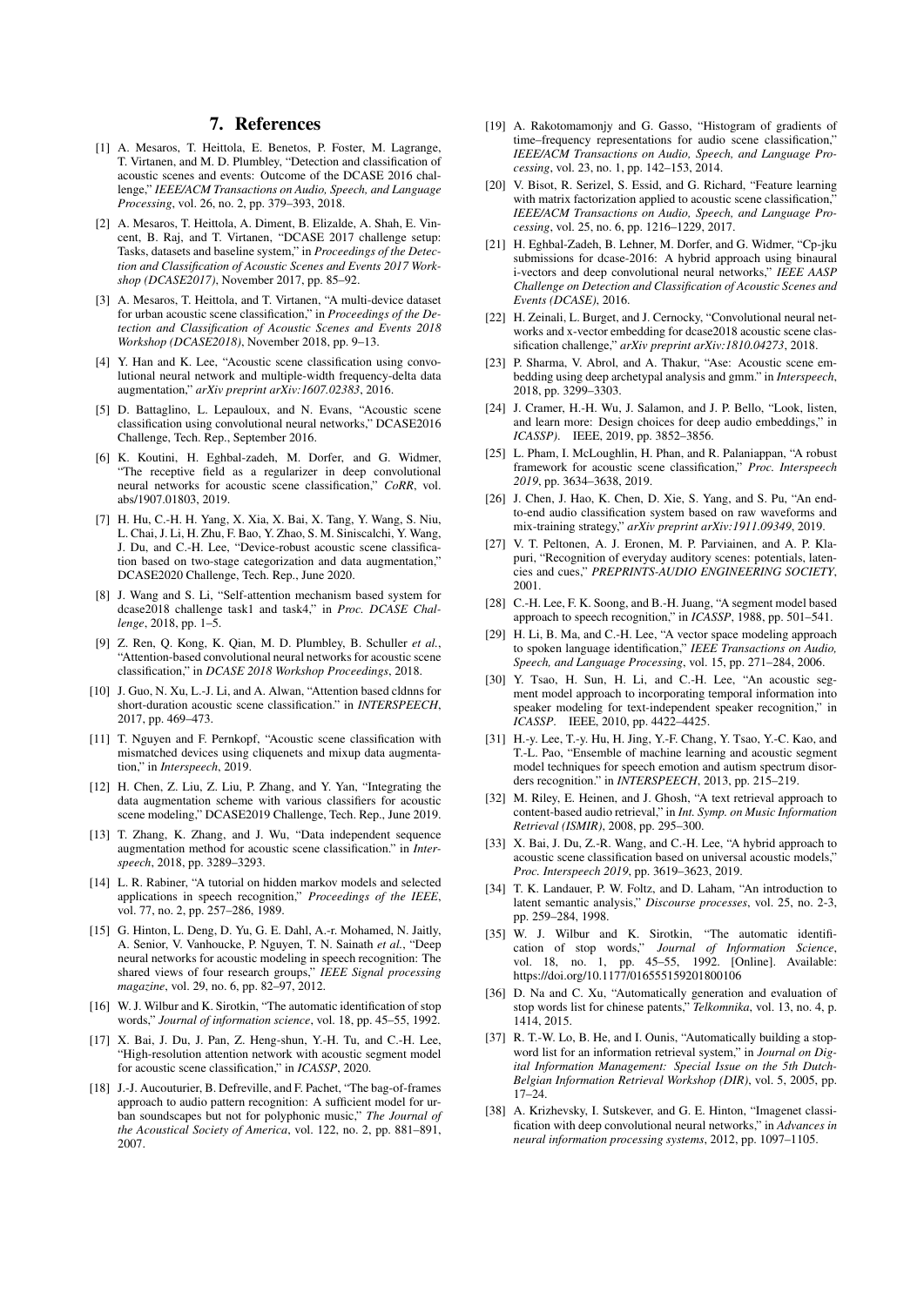## 7. References

[1] A. Mesaros, T. Heittola, E. Benetos, P. Foster, M. Lagrange, T. Virtanen, and M. D. Plumbley, "Detection and classification of acoustic scenes and events: Outcome of the DCASE 2016 challenge," *IEEE/ACM Transactions on Audio, Speech, and Language Processing*, vol. 26, no. 2, pp. 379–393, 2018.

[2] A. Mesaros, T. Heittola, A. Diment, B. Elizalde, A. Shah, E. Vincent, B. Raj, and T. Virtanen, "DCASE 2017 challenge setup: Tasks, datasets and baseline system," in *Proceedings of the Detection and Classification of Acoustic Scenes and Events 2017 Workshop (DCASE2017)*, November 2017, pp. 85–92.

[3] A. Mesaros, T. Heittola, and T. Virtanen, "A multi-device dataset for urban acoustic scene classification," in *Proceedings of the Detection and Classification of Acoustic Scenes and Events 2018 Workshop (DCASE2018)*, November 2018, pp. 9–13.

[4] Y. Han and K. Lee, "Acoustic scene classification using convolutional neural network and multiple-width frequency-delta data augmentation," *arXiv preprint arXiv:1607.02383*, 2016.

[5] D. Battaglino, L. Lepauloux, and N. Evans, "Acoustic scene classification using convolutional neural networks," DCASE2016 Challenge, Tech. Rep., September 2016.

[6] K. Koutini, H. Eghbal-zadeh, M. Dorfer, and G. Widmer, "The receptive field as a regularizer in deep convolutional neural networks for acoustic scene classification," *CoRR*, vol. abs/1907.01803, 2019.

[7] H. Hu, C.-H. H. Yang, X. Xia, X. Bai, X. Tang, Y. Wang, S. Niu, L. Chai, J. Li, H. Zhu, F. Bao, Y. Zhao, S. M. Siniscalchi, Y. Wang, J. Du, and C.-H. Lee, "Device-robust acoustic scene classification based on two-stage categorization and data augmentation," DCASE2020 Challenge, Tech. Rep., June 2020.

[8] J. Wang and S. Li, "Self-attention mechanism based system for dcase2018 challenge task1 and task4," in *Proc. DCASE Challenge*, 2018, pp. 1–5.

[9] Z. Ren, Q. Kong, K. Qian, M. D. Plumbley, B. Schuller *et al.*, "Attention-based convolutional neural networks for acoustic scene classification," in *DCASE 2018 Workshop Proceedings*, 2018.

[10] J. Guo, N. Xu, L.-J. Li, and A. Alwan, "Attention based cldnns for short-duration acoustic scene classification." in *INTERSPEECH*, 2017, pp. 469–473.

[11] T. Nguyen and F. Pernkopf, "Acoustic scene classification with mismatched devices using cliquenets and mixup data augmentation," in *Interspeech*, 2019.

[12] H. Chen, Z. Liu, Z. Liu, P. Zhang, and Y. Yan, "Integrating the data augmentation scheme with various classifiers for acoustic scene modeling," DCASE2019 Challenge, Tech. Rep., June 2019.

[13] T. Zhang, K. Zhang, and J. Wu, "Data independent sequence augmentation method for acoustic scene classification." in *Interspeech*, 2018, pp. 3289–3293.

[14] L. R. Rabiner, "A tutorial on hidden markov models and selected applications in speech recognition," *Proceedings of the IEEE*, vol. 77, no. 2, pp. 257–286, 1989.

[15] G. Hinton, L. Deng, D. Yu, G. E. Dahl, A.-r. Mohamed, N. Jaitly, A. Senior, V. Vanhoucke, P. Nguyen, T. N. Sainath *et al.*, "Deep neural networks for acoustic modeling in speech recognition: The shared views of four research groups," *IEEE Signal processing magazine*, vol. 29, no. 6, pp. 82–97, 2012.

[16] W. J. Wilbur and K. Sirotkin, "The automatic identification of stop words," *Journal of information science*, vol. 18, pp. 45–55, 1992.

[17] X. Bai, J. Du, J. Pan, Z. Heng-shun, Y.-H. Tu, and C.-H. Lee, "High-resolution attention network with acoustic segment model for acoustic scene classification," in *ICASSP*, 2020.

[18] J.-J. Aucouturier, B. Defreville, and F. Pachet, "The bag-of-frames approach to audio pattern recognition: A sufficient model for urban soundscapes but not for polyphonic music," *The Journal of the Acoustical Society of America*, vol. 122, no. 2, pp. 881–891, 2007.

[19] A. Rakotomamonjy and G. Gasso, "Histogram of gradients of time–frequency representations for audio scene classification," *IEEE/ACM Transactions on Audio, Speech, and Language Processing*, vol. 23, no. 1, pp. 142–153, 2014.

[20] V. Bisot, R. Serizel, S. Essid, and G. Richard, "Feature learning with matrix factorization applied to acoustic scene classification," *IEEE/ACM Transactions on Audio, Speech, and Language Processing*, vol. 25, no. 6, pp. 1216–1229, 2017.

[21] H. Eghbal-Zadeh, B. Lehner, M. Dorfer, and G. Widmer, "Cp-jku submissions for dcase-2016: A hybrid approach using binaural i-vectors and deep convolutional neural networks," *IEEE AASP Challenge on Detection and Classification of Acoustic Scenes and Events (DCASE)*, 2016.

[22] H. Zeinali, L. Burget, and J. Cernocky, "Convolutional neural networks and x-vector embedding for dcase2018 acoustic scene classification challenge," *arXiv preprint arXiv:1810.04273*, 2018.

[23] P. Sharma, V. Abrol, and A. Thakur, "Ase: Acoustic scene embedding using deep archetypal analysis and gmm." in *Interspeech*, 2018, pp. 3299–3303.

[24] J. Cramer, H.-H. Wu, J. Salamon, and J. P. Bello, "Look, listen, and learn more: Design choices for deep audio embeddings," in *ICASSP)*. IEEE, 2019, pp. 3852–3856.

[25] L. Pham, I. McLoughlin, H. Phan, and R. Palaniappan, "A robust framework for acoustic scene classification," *Proc. Interspeech 2019*, pp. 3634–3638, 2019.

[26] J. Chen, J. Hao, K. Chen, D. Xie, S. Yang, and S. Pu, "An end-to-end audio classification system based on raw waveforms and mix-training strategy," *arXiv preprint arXiv:1911.09349*, 2019.

[27] V. T. Peltonen, A. J. Eronen, M. P. Parviainen, and A. P. Klapuri, "Recognition of everyday auditory scenes: potentials, latencies and cues," *PREPRINTS-AUDIO ENGINEERING SOCIETY*, 2001.

[28] C.-H. Lee, F. K. Soong, and B.-H. Juang, "A segment model based approach to speech recognition," in *ICASSP*, 1988, pp. 501–541.

[29] H. Li, B. Ma, and C.-H. Lee, "A vector space modeling approach to spoken language identification," *IEEE Transactions on Audio, Speech, and Language Processing*, vol. 15, pp. 271–284, 2006.

[30] Y. Tsao, H. Sun, H. Li, and C.-H. Lee, "An acoustic segment model approach to incorporating temporal information into speaker modeling for text-independent speaker recognition," in *ICASSP*. IEEE, 2010, pp. 4422–4425.

[31] H.-y. Lee, T.-y. Hu, H. Jing, Y.-F. Chang, Y. Tsao, Y.-C. Kao, and T.-L. Pao, "Ensemble of machine learning and acoustic segment model techniques for speech emotion and autism spectrum disorders recognition." in *INTERSPEECH*, 2013, pp. 215–219.

[32] M. Riley, E. Heinen, and J. Ghosh, "A text retrieval approach to content-based audio retrieval," in *Int. Symp. on Music Information Retrieval (ISMIR)*, 2008, pp. 295–300.

[33] X. Bai, J. Du, Z.-R. Wang, and C.-H. Lee, "A hybrid approach to acoustic scene classification based on universal acoustic models," *Proc. Interspeech 2019*, pp. 3619–3623, 2019.

[34] T. K. Landauer, P. W. Foltz, and D. Laham, "An introduction to latent semantic analysis," *Discourse processes*, vol. 25, no. 2-3, pp. 259–284, 1998.

[35] W. J. Wilbur and K. Sirotkin, "The automatic identification of stop words," *Journal of Information Science*, vol. 18, no. 1, pp. 45–55, 1992. [Online]. Available: https://doi.org/10.1177/016555159201800106

[36] D. Na and C. Xu, "Automatically generation and evaluation of stop words list for chinese patents," *Telkomnika*, vol. 13, no. 4, p. 1414, 2015.

[37] R. T.-W. Lo, B. He, and I. Ounis, "Automatically building a stopword list for an information retrieval system," in *Journal on Digital Information Management: Special Issue on the 5th Dutch-Belgian Information Retrieval Workshop (DIR)*, vol. 5, 2005, pp. 17–24.

[38] A. Krizhevsky, I. Sutskever, and G. E. Hinton, "Imagenet classification with deep convolutional neural networks," in *Advances in neural information processing systems*, 2012, pp. 1097–1105.